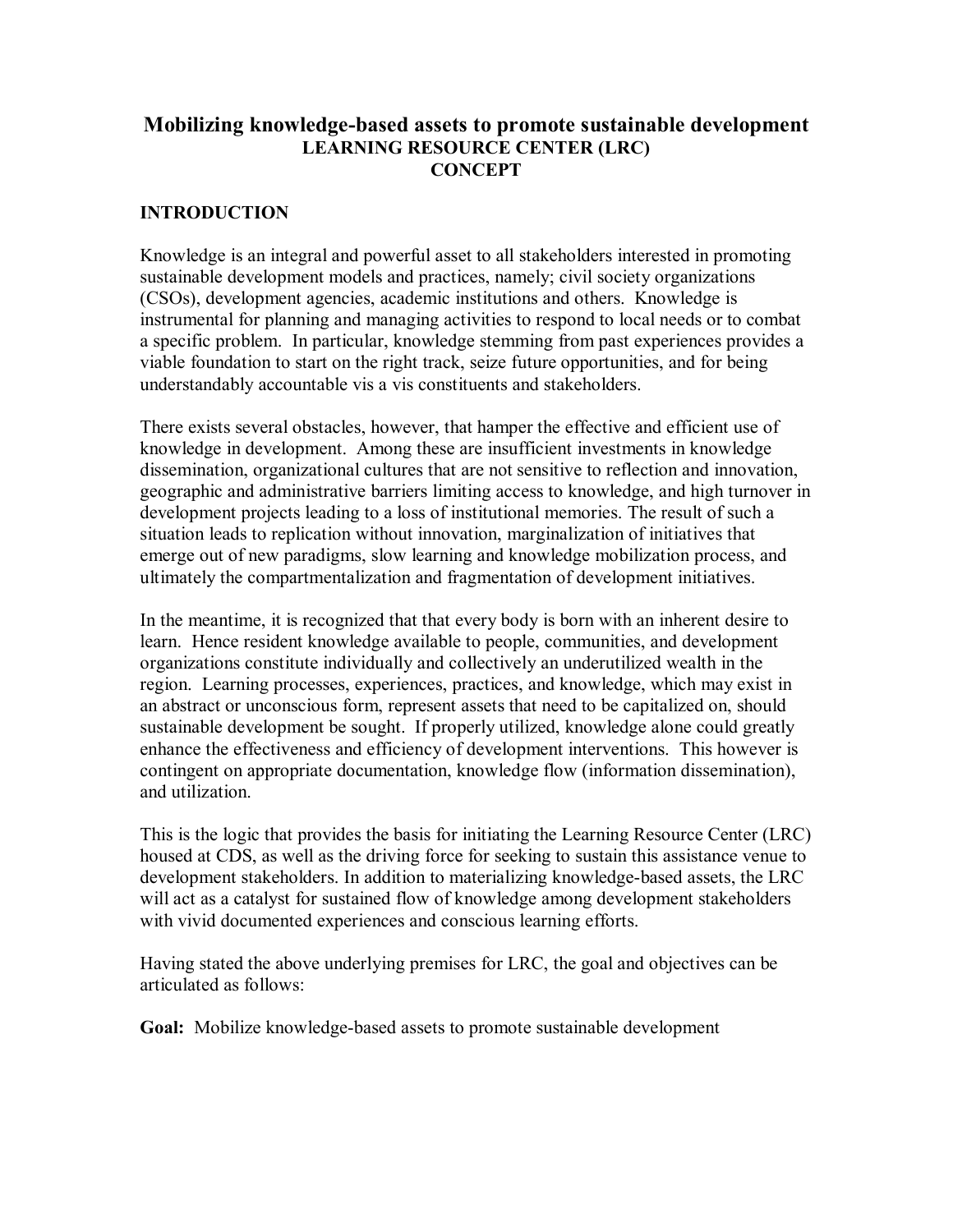# Mobilizing knowledge-based assets to promote sustainable development

## LEARNING RESOURCE CENTER (LRC) CONCEPT

### INTRODUCTION

Knowledge is an integral and powerful asset to all stakeholders interested in promoting sustainable development models and practices, namely; civil society organizations (CSOs), development agencies, academic institutions and others. Knowledge is instrumental for planning and managing activities to respond to local needs or to combat a specific problem. In particular, knowledge stemming from past experiences provides a viable foundation to start on the right track, seize future opportunities, and for being understandably accountable vis a vis constituents and stakeholders.

There exists several obstacles, however, that hamper the effective and efficient use of knowledge in development. Among these are insufficient investments in knowledge dissemination, organizational cultures that are not sensitive to reflection and innovation, geographic and administrative barriers limiting access to knowledge, and high turnover in development projects leading to a loss of institutional memories. The result of such a situation leads to replication without innovation, marginalization of initiatives that emerge out of new paradigms, slow learning and knowledge mobilization process, and ultimately the compartmentalization and fragmentation of development initiatives.

In the meantime, it is recognized that that every body is born with an inherent desire to learn. Hence resident knowledge available to people, communities, and development organizations constitute individually and collectively an underutilized wealth in the region. Learning processes, experiences, practices, and knowledge, which may exist in an abstract or unconscious form, represent assets that need to be capitalized on, should sustainable development be sought. If properly utilized, knowledge alone could greatly enhance the effectiveness and efficiency of development interventions. This however is contingent on appropriate documentation, knowledge flow (information dissemination), and utilization.

This is the logic that provides the basis for initiating the Learning Resource Center (LRC) housed at CDS, as well as the driving force for seeking to sustain this assistance venue to development stakeholders. In addition to materializing knowledge-based assets, the LRC will act as a catalyst for sustained flow of knowledge among development stakeholders with vivid documented experiences and conscious learning efforts.

Having stated the above underlying premises for LRC, the goal and objectives can be articulated as follows:

**Goal:** Mobilize knowledge-based assets to promote sustainable development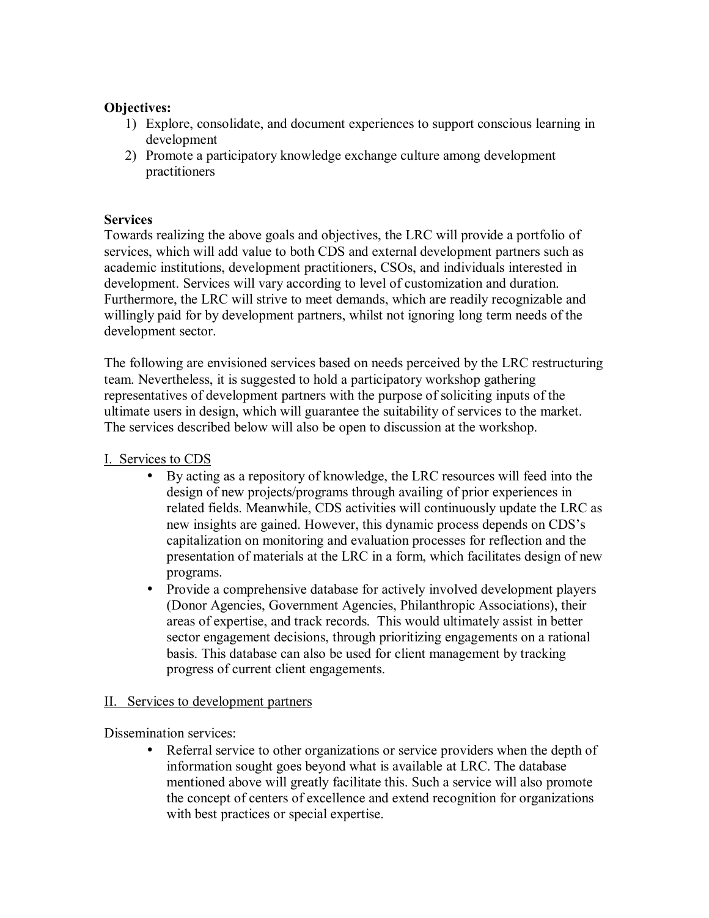**Objectives:**

1) Explore, consolidate, and document experiences to support conscious learning in development
2) Promote a participatory knowledge exchange culture among development practitioners

**Services**

Towards realizing the above goals and objectives, the LRC will provide a portfolio of services, which will add value to both CDS and external development partners such as academic institutions, development practitioners, CSOs, and individuals interested in development. Services will vary according to level of customization and duration. Furthermore, the LRC will strive to meet demands, which are readily recognizable and willingly paid for by development partners, whilst not ignoring long term needs of the development sector.

The following are envisioned services based on needs perceived by the LRC restructuring team. Nevertheless, it is suggested to hold a participatory workshop gathering representatives of development partners with the purpose of soliciting inputs of the ultimate users in design, which will guarantee the suitability of services to the market. The services described below will also be open to discussion at the workshop.

<u>I. Services to CDS</u>

- By acting as a repository of knowledge, the LRC resources will feed into the design of new projects/programs through availing of prior experiences in related fields. Meanwhile, CDS activities will continuously update the LRC as new insights are gained. However, this dynamic process depends on CDS's capitalization on monitoring and evaluation processes for reflection and the presentation of materials at the LRC in a form, which facilitates design of new programs.
- Provide a comprehensive database for actively involved development players (Donor Agencies, Government Agencies, Philanthropic Associations), their areas of expertise, and track records. This would ultimately assist in better sector engagement decisions, through prioritizing engagements on a rational basis. This database can also be used for client management by tracking progress of current client engagements.

<u>II. Services to development partners</u>

Dissemination services:

- Referral service to other organizations or service providers when the depth of information sought goes beyond what is available at LRC. The database mentioned above will greatly facilitate this. Such a service will also promote the concept of centers of excellence and extend recognition for organizations with best practices or special expertise.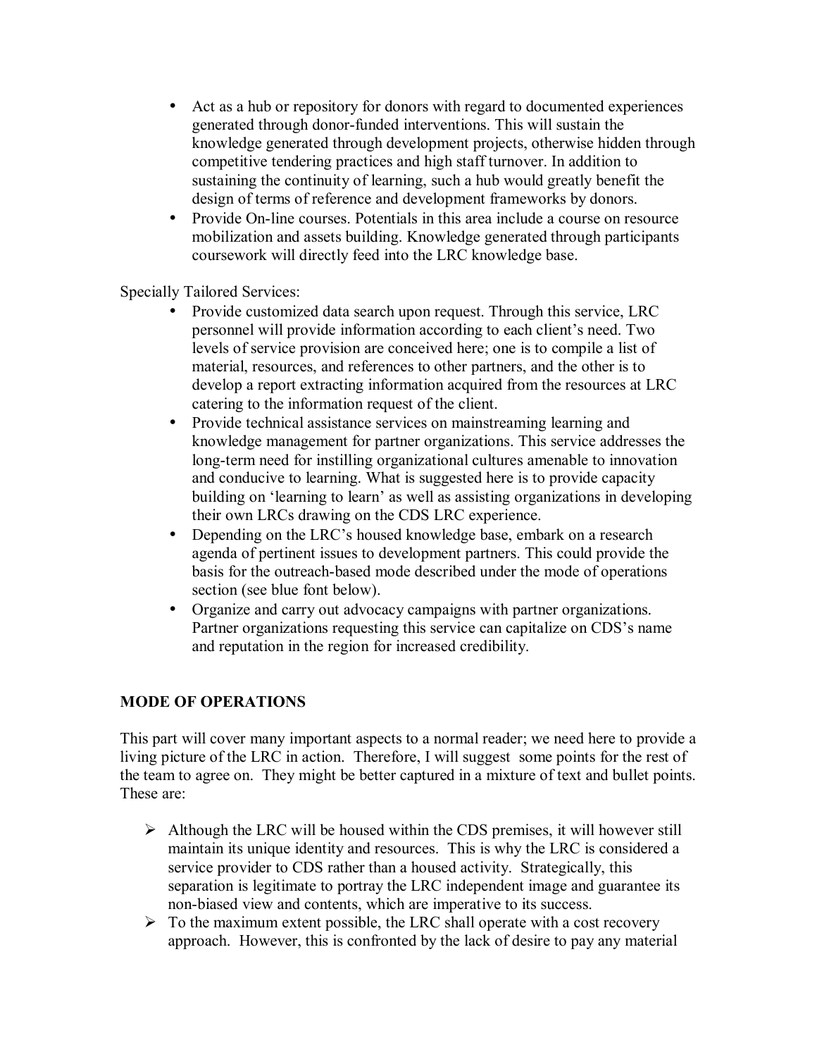- Act as a hub or repository for donors with regard to documented experiences generated through donor-funded interventions. This will sustain the knowledge generated through development projects, otherwise hidden through competitive tendering practices and high staff turnover. In addition to sustaining the continuity of learning, such a hub would greatly benefit the design of terms of reference and development frameworks by donors.
- Provide On-line courses. Potentials in this area include a course on resource mobilization and assets building. Knowledge generated through participants coursework will directly feed into the LRC knowledge base.

Specially Tailored Services:

- Provide customized data search upon request. Through this service, LRC personnel will provide information according to each client's need. Two levels of service provision are conceived here; one is to compile a list of material, resources, and references to other partners, and the other is to develop a report extracting information acquired from the resources at LRC catering to the information request of the client.
- Provide technical assistance services on mainstreaming learning and knowledge management for partner organizations. This service addresses the long-term need for instilling organizational cultures amenable to innovation and conducive to learning. What is suggested here is to provide capacity building on 'learning to learn' as well as assisting organizations in developing their own LRCs drawing on the CDS LRC experience.
- Depending on the LRC's housed knowledge base, embark on a research agenda of pertinent issues to development partners. This could provide the basis for the outreach-based mode described under the mode of operations section (see blue font below).
- Organize and carry out advocacy campaigns with partner organizations. Partner organizations requesting this service can capitalize on CDS's name and reputation in the region for increased credibility.

**MODE OF OPERATIONS**

This part will cover many important aspects to a normal reader; we need here to provide a living picture of the LRC in action. Therefore, I will suggest some points for the rest of the team to agree on. They might be better captured in a mixture of text and bullet points. These are:

- Although the LRC will be housed within the CDS premises, it will however still maintain its unique identity and resources. This is why the LRC is considered a service provider to CDS rather than a housed activity. Strategically, this separation is legitimate to portray the LRC independent image and guarantee its non-biased view and contents, which are imperative to its success.
- To the maximum extent possible, the LRC shall operate with a cost recovery approach. However, this is confronted by the lack of desire to pay any material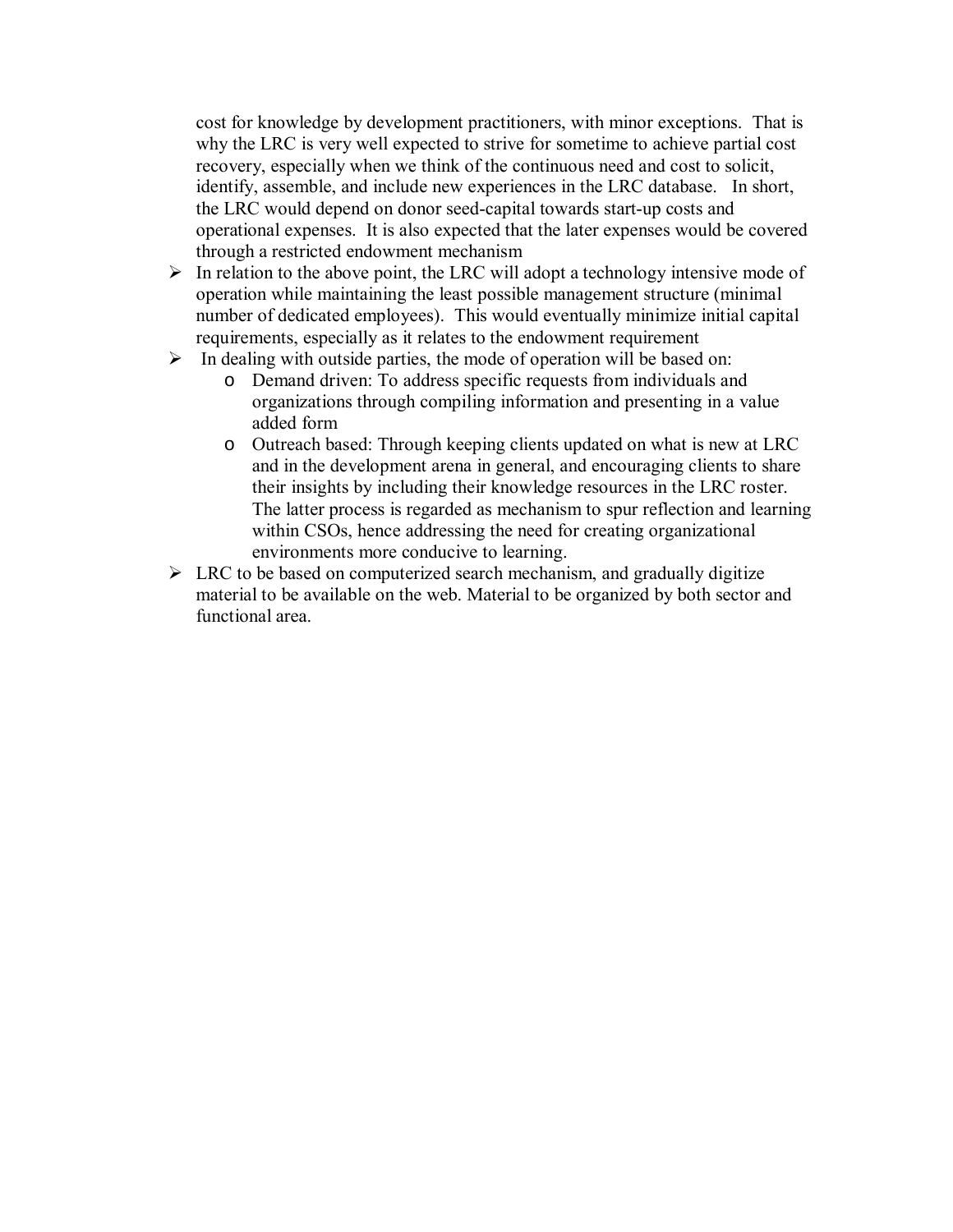cost for knowledge by development practitioners, with minor exceptions. That is why the LRC is very well expected to strive for sometime to achieve partial cost recovery, especially when we think of the continuous need and cost to solicit, identify, assemble, and include new experiences in the LRC database. In short, the LRC would depend on donor seed-capital towards start-up costs and operational expenses. It is also expected that the later expenses would be covered through a restricted endowment mechanism

- In relation to the above point, the LRC will adopt a technology intensive mode of operation while maintaining the least possible management structure (minimal number of dedicated employees). This would eventually minimize initial capital requirements, especially as it relates to the endowment requirement
- In dealing with outside parties, the mode of operation will be based on:
  - Demand driven: To address specific requests from individuals and organizations through compiling information and presenting in a value added form
  - Outreach based: Through keeping clients updated on what is new at LRC and in the development arena in general, and encouraging clients to share their insights by including their knowledge resources in the LRC roster. The latter process is regarded as mechanism to spur reflection and learning within CSOs, hence addressing the need for creating organizational environments more conducive to learning.
- LRC to be based on computerized search mechanism, and gradually digitize material to be available on the web. Material to be organized by both sector and functional area.